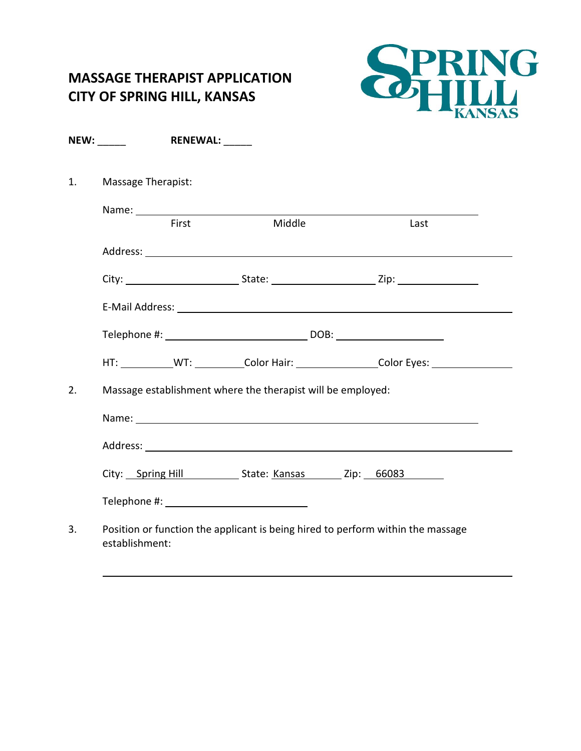# MASSAGE THERAPIST APPLICATION
# CITY OF SPRING HILL, KANSAS

SPRING HILL KANSAS

**NEW:** _____ **RENEWAL:** _____

1. Massage Therapist:

   Name: ______________________________________________
   First Middle Last

   Address: ______________________________________________

   City: ____________________ State: ____________________ Zip: ______________

   E-Mail Address: ______________________________________________

   Telephone #: ________________________ DOB: ____________________

   HT: __________ WT: __________ Color Hair: ______________ Color Eyes: ______________

2. Massage establishment where the therapist will be employed:

   Name: ______________________________________________

   Address: ______________________________________________

   City: Spring Hill State: Kansas Zip: 66083

   Telephone #: ________________________

3. Position or function the applicant is being hired to perform within the massage establishment:

   ______________________________________________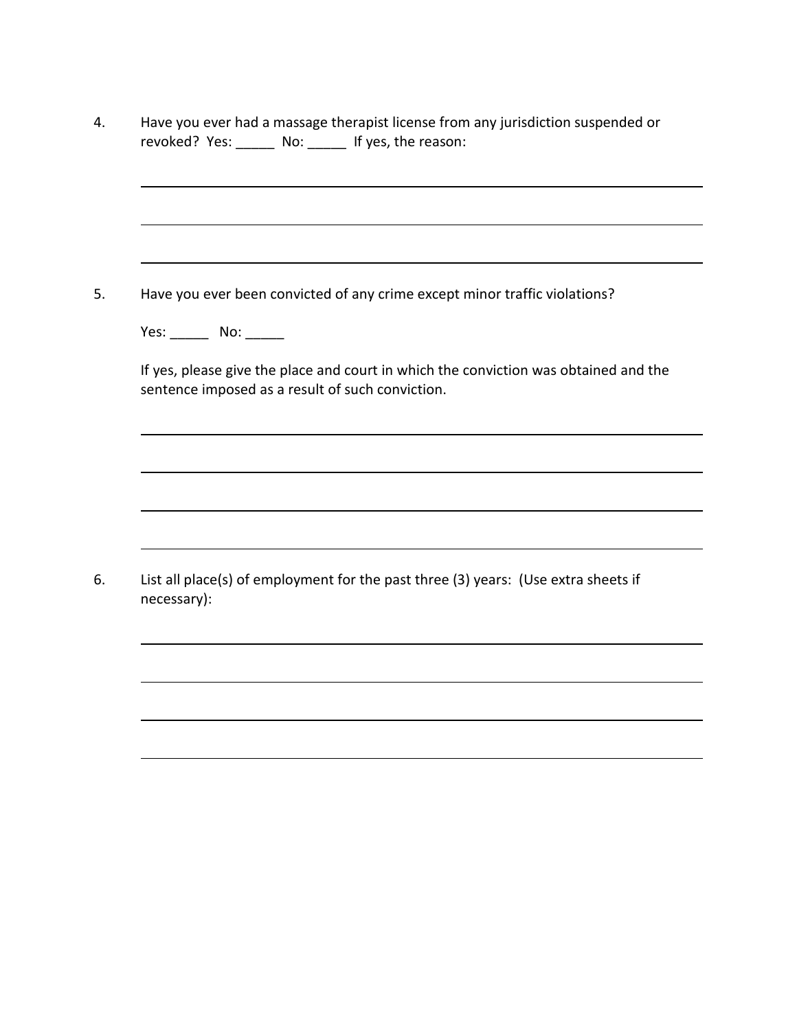4. Have you ever had a massage therapist license from any jurisdiction suspended or revoked? Yes: _____ No: _____ If yes, the reason:

______________________________________________________________________

______________________________________________________________________

______________________________________________________________________

5. Have you ever been convicted of any crime except minor traffic violations?

   Yes: _____ No: _____

   If yes, please give the place and court in which the conviction was obtained and the sentence imposed as a result of such conviction.

______________________________________________________________________

______________________________________________________________________

______________________________________________________________________

______________________________________________________________________

6. List all place(s) of employment for the past three (3) years: (Use extra sheets if necessary):

______________________________________________________________________

______________________________________________________________________

______________________________________________________________________

______________________________________________________________________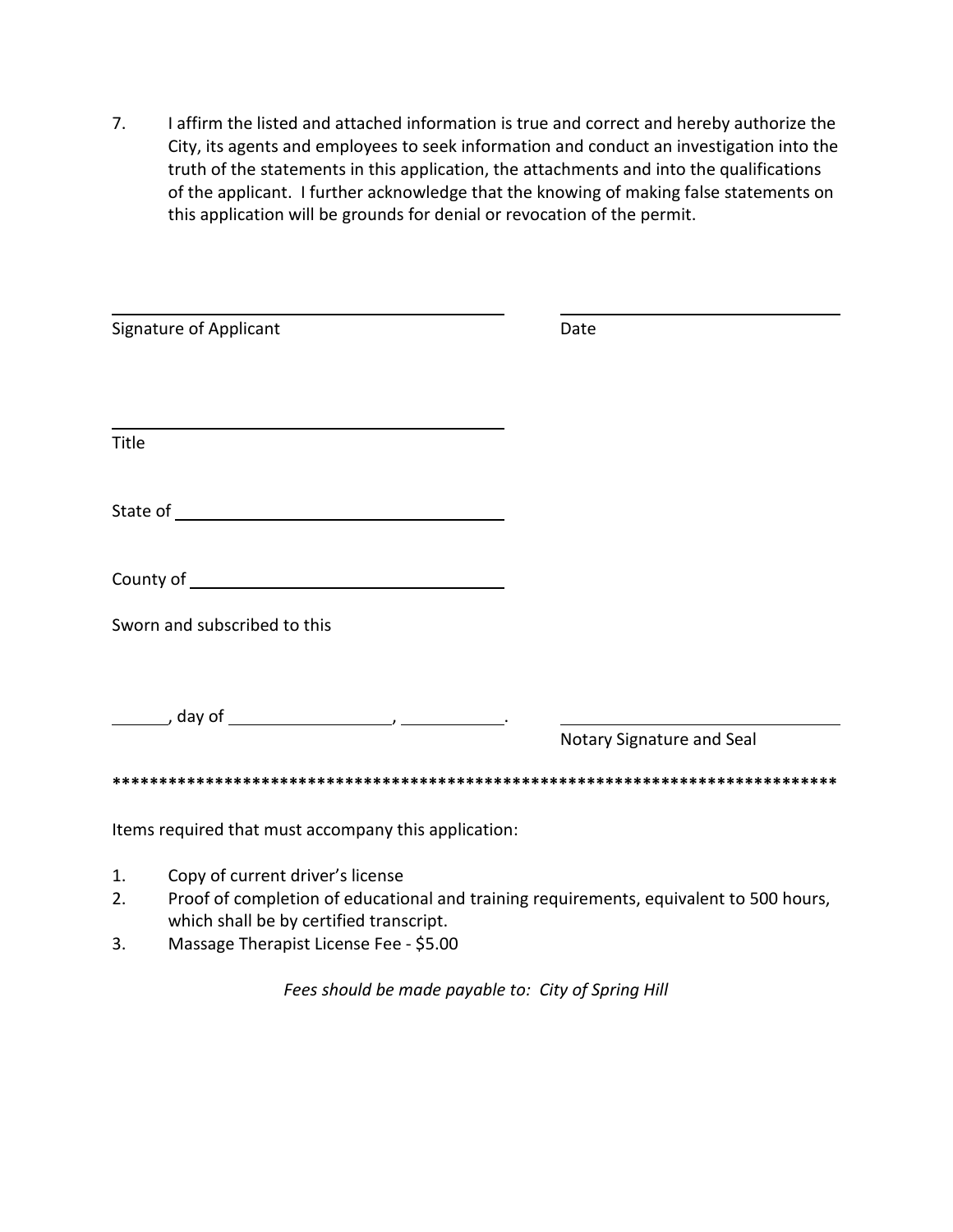7. I affirm the listed and attached information is true and correct and hereby authorize the City, its agents and employees to seek information and conduct an investigation into the truth of the statements in this application, the attachments and into the qualifications of the applicant. I further acknowledge that the knowing of making false statements on this application will be grounds for denial or revocation of the permit.

\_\_\_\_\_\_\_\_\_\_\_\_\_\_\_\_\_\_\_\_\_\_\_\_\_\_\_\_\_\_\_\_\_\_\_\_\_\_\_\_ \_\_\_\_\_\_\_\_\_\_\_\_\_\_\_\_\_\_\_\_\_\_\_\_\_\_\_\_

Signature of Applicant Date

\_\_\_\_\_\_\_\_\_\_\_\_\_\_\_\_\_\_\_\_\_\_\_\_\_\_\_\_\_\_\_\_\_\_\_\_\_\_\_\_

Title

State of \_\_\_\_\_\_\_\_\_\_\_\_\_\_\_\_\_\_\_\_\_\_\_\_\_\_\_\_\_\_\_\_

County of \_\_\_\_\_\_\_\_\_\_\_\_\_\_\_\_\_\_\_\_\_\_\_\_\_\_\_\_\_\_

Sworn and subscribed to this

\_\_\_\_\_\_, day of \_\_\_\_\_\_\_\_\_\_\_\_\_\_\_\_\_, \_\_\_\_\_\_\_\_\_\_. \_\_\_\_\_\_\_\_\_\_\_\_\_\_\_\_\_\_\_\_\_\_\_\_\_\_\_\_

Notary Signature and Seal

*******************************************************************************

Items required that must accompany this application:

1. Copy of current driver's license
2. Proof of completion of educational and training requirements, equivalent to 500 hours, which shall be by certified transcript.
3. Massage Therapist License Fee - $5.00

*Fees should be made payable to: City of Spring Hill*